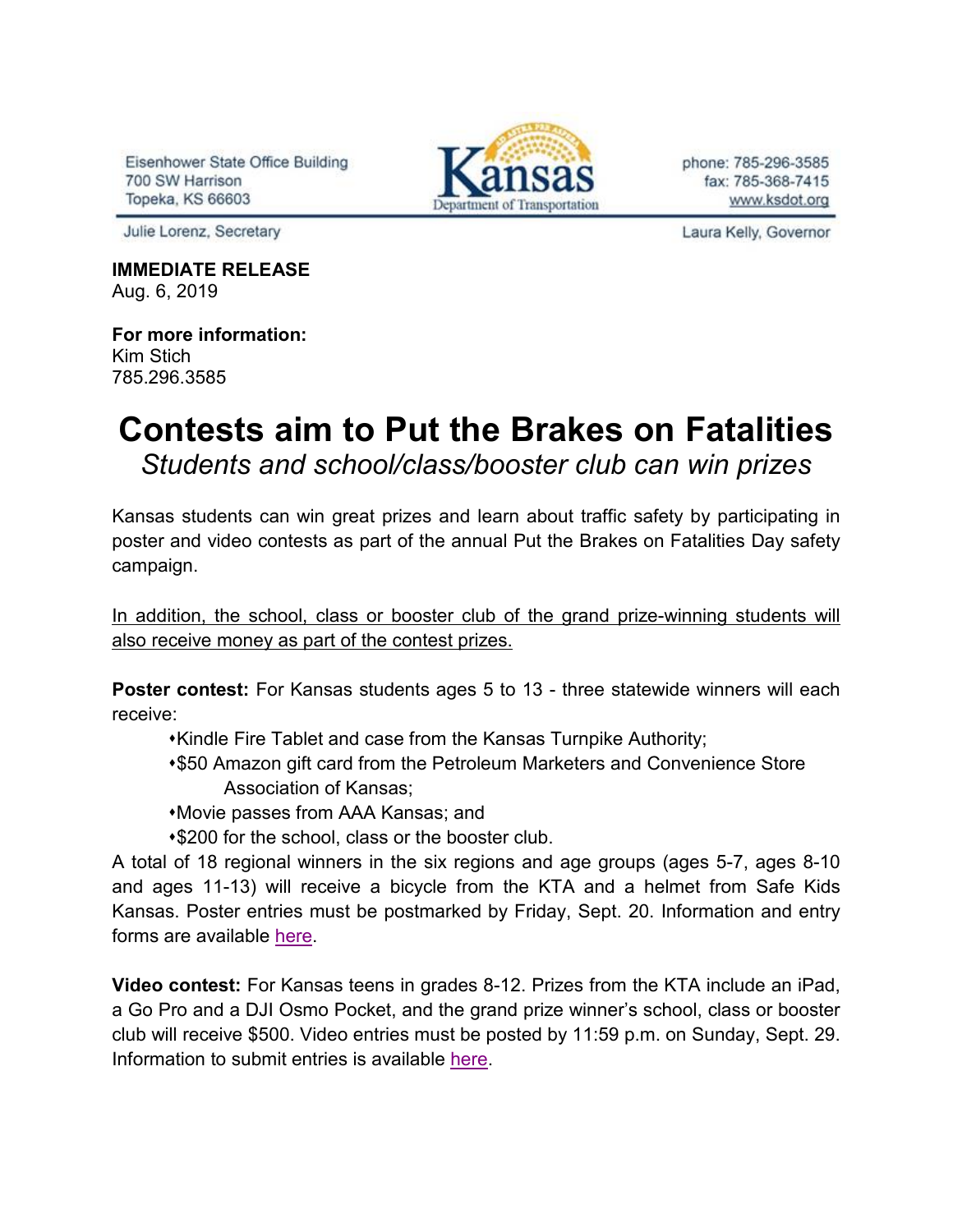Eisenhower State Office Building
700 SW Harrison
Topeka, KS 66603

Kansas Department of Transportation

phone: 785-296-3585
fax: 785-368-7415
www.ksdot.org

Julie Lorenz, Secretary

Laura Kelly, Governor

**IMMEDIATE RELEASE**
Aug. 6, 2019

**For more information:**
Kim Stich
785.296.3585

# Contests aim to Put the Brakes on Fatalities

*Students and school/class/booster club can win prizes*

Kansas students can win great prizes and learn about traffic safety by participating in poster and video contests as part of the annual Put the Brakes on Fatalities Day safety campaign.

<u>In addition, the school, class or booster club of the grand prize-winning students will also receive money as part of the contest prizes.</u>

**Poster contest:** For Kansas students ages 5 to 13 - three statewide winners will each receive:

- Kindle Fire Tablet and case from the Kansas Turnpike Authority;
- $50 Amazon gift card from the Petroleum Marketers and Convenience Store Association of Kansas;
- Movie passes from AAA Kansas; and
- $200 for the school, class or the booster club.

A total of 18 regional winners in the six regions and age groups (ages 5-7, ages 8-10 and ages 11-13) will receive a bicycle from the KTA and a helmet from Safe Kids Kansas. Poster entries must be postmarked by Friday, Sept. 20. Information and entry forms are available here.

**Video contest:** For Kansas teens in grades 8-12. Prizes from the KTA include an iPad, a Go Pro and a DJI Osmo Pocket, and the grand prize winner's school, class or booster club will receive $500. Video entries must be posted by 11:59 p.m. on Sunday, Sept. 29. Information to submit entries is available here.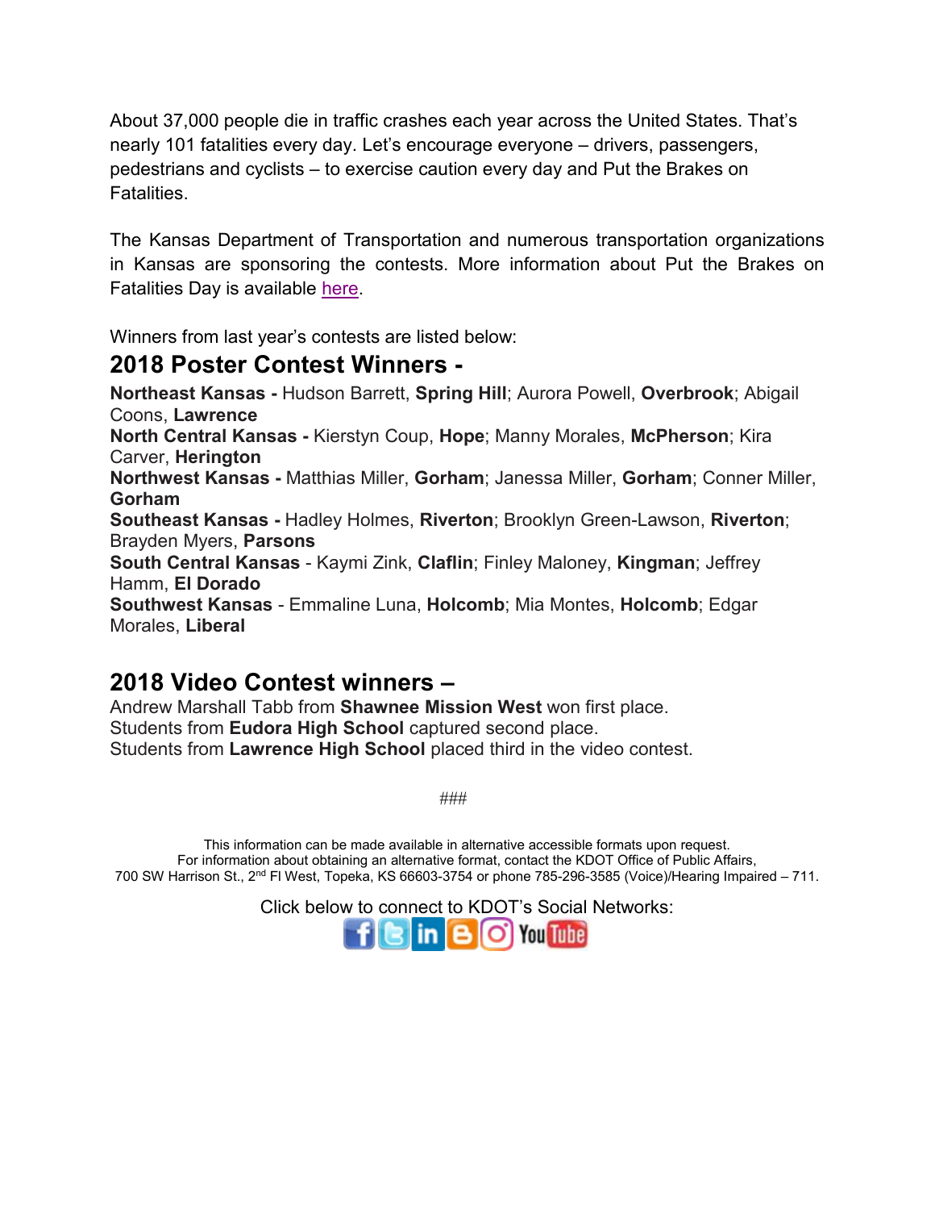About 37,000 people die in traffic crashes each year across the United States. That's nearly 101 fatalities every day. Let's encourage everyone – drivers, passengers, pedestrians and cyclists – to exercise caution every day and Put the Brakes on Fatalities.

The Kansas Department of Transportation and numerous transportation organizations in Kansas are sponsoring the contests. More information about Put the Brakes on Fatalities Day is available here.

Winners from last year's contests are listed below:

## 2018 Poster Contest Winners -

**Northeast Kansas -** Hudson Barrett, **Spring Hill**; Aurora Powell, **Overbrook**; Abigail Coons, **Lawrence**
**North Central Kansas -** Kierstyn Coup, **Hope**; Manny Morales, **McPherson**; Kira Carver, **Herington**
**Northwest Kansas -** Matthias Miller, **Gorham**; Janessa Miller, **Gorham**; Conner Miller, **Gorham**
**Southeast Kansas -** Hadley Holmes, **Riverton**; Brooklyn Green-Lawson, **Riverton**; Brayden Myers, **Parsons**
**South Central Kansas** - Kaymi Zink, **Claflin**; Finley Maloney, **Kingman**; Jeffrey Hamm, **El Dorado**
**Southwest Kansas** - Emmaline Luna, **Holcomb**; Mia Montes, **Holcomb**; Edgar Morales, **Liberal**

## 2018 Video Contest winners –

Andrew Marshall Tabb from **Shawnee Mission West** won first place.
Students from **Eudora High School** captured second place.
Students from **Lawrence High School** placed third in the video contest.

###

This information can be made available in alternative accessible formats upon request.
For information about obtaining an alternative format, contact the KDOT Office of Public Affairs,
700 SW Harrison St., 2nd Fl West, Topeka, KS 66603-3754 or phone 785-296-3585 (Voice)/Hearing Impaired – 711.

Click below to connect to KDOT's Social Networks: